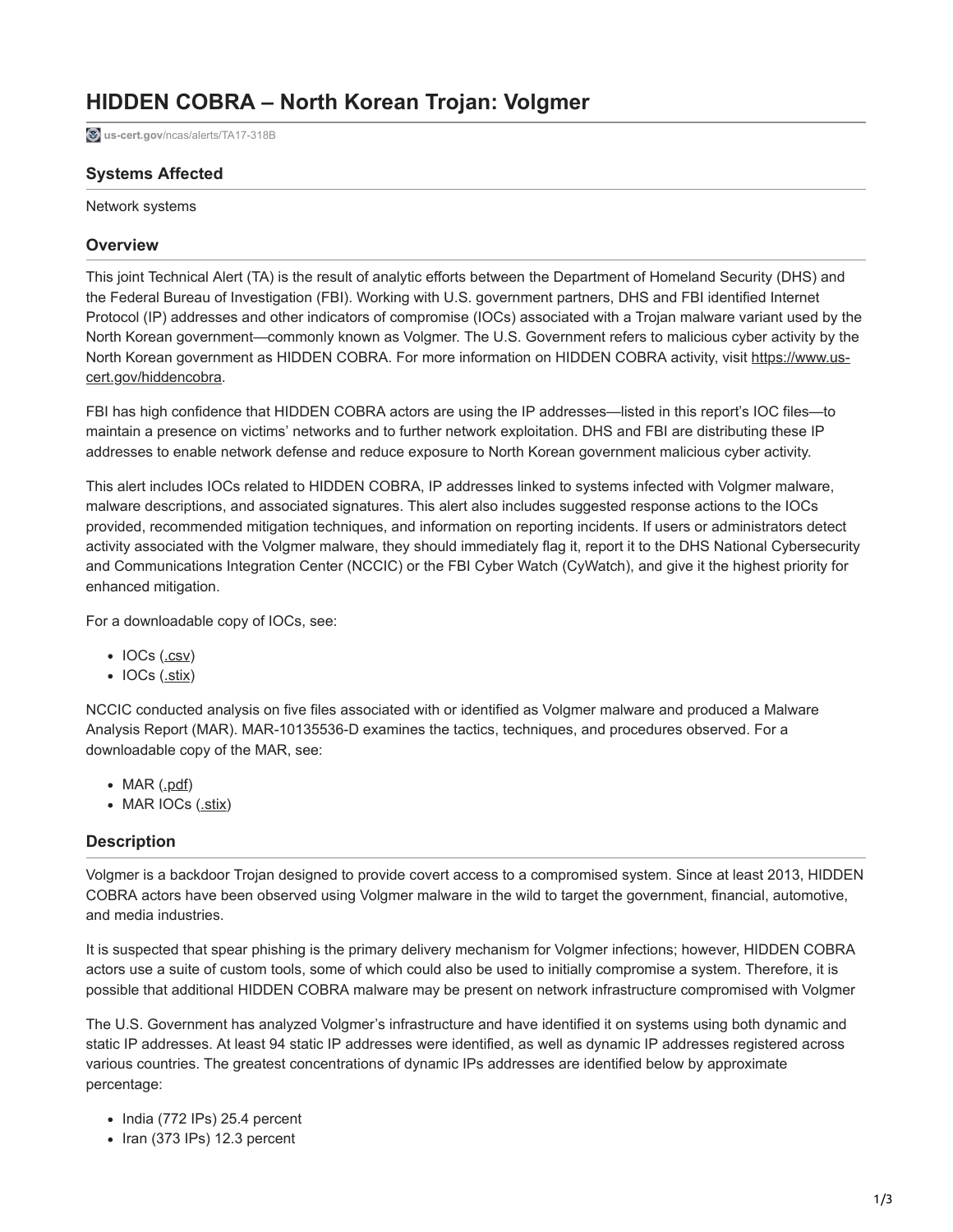# HIDDEN COBRA – North Korean Trojan: Volgmer

us-cert.gov/ncas/alerts/TA17-318B

### Systems Affected

Network systems

### Overview

This joint Technical Alert (TA) is the result of analytic efforts between the Department of Homeland Security (DHS) and the Federal Bureau of Investigation (FBI). Working with U.S. government partners, DHS and FBI identified Internet Protocol (IP) addresses and other indicators of compromise (IOCs) associated with a Trojan malware variant used by the North Korean government—commonly known as Volgmer. The U.S. Government refers to malicious cyber activity by the North Korean government as HIDDEN COBRA. For more information on HIDDEN COBRA activity, visit https://www.us-cert.gov/hiddencobra.

FBI has high confidence that HIDDEN COBRA actors are using the IP addresses—listed in this report's IOC files—to maintain a presence on victims' networks and to further network exploitation. DHS and FBI are distributing these IP addresses to enable network defense and reduce exposure to North Korean government malicious cyber activity.

This alert includes IOCs related to HIDDEN COBRA, IP addresses linked to systems infected with Volgmer malware, malware descriptions, and associated signatures. This alert also includes suggested response actions to the IOCs provided, recommended mitigation techniques, and information on reporting incidents. If users or administrators detect activity associated with the Volgmer malware, they should immediately flag it, report it to the DHS National Cybersecurity and Communications Integration Center (NCCIC) or the FBI Cyber Watch (CyWatch), and give it the highest priority for enhanced mitigation.

For a downloadable copy of IOCs, see:

- IOCs (.csv)
- IOCs (.stix)

NCCIC conducted analysis on five files associated with or identified as Volgmer malware and produced a Malware Analysis Report (MAR). MAR-10135536-D examines the tactics, techniques, and procedures observed. For a downloadable copy of the MAR, see:

- MAR (.pdf)
- MAR IOCs (.stix)

### Description

Volgmer is a backdoor Trojan designed to provide covert access to a compromised system. Since at least 2013, HIDDEN COBRA actors have been observed using Volgmer malware in the wild to target the government, financial, automotive, and media industries.

It is suspected that spear phishing is the primary delivery mechanism for Volgmer infections; however, HIDDEN COBRA actors use a suite of custom tools, some of which could also be used to initially compromise a system. Therefore, it is possible that additional HIDDEN COBRA malware may be present on network infrastructure compromised with Volgmer

The U.S. Government has analyzed Volgmer's infrastructure and have identified it on systems using both dynamic and static IP addresses. At least 94 static IP addresses were identified, as well as dynamic IP addresses registered across various countries. The greatest concentrations of dynamic IPs addresses are identified below by approximate percentage:

- India (772 IPs) 25.4 percent
- Iran (373 IPs) 12.3 percent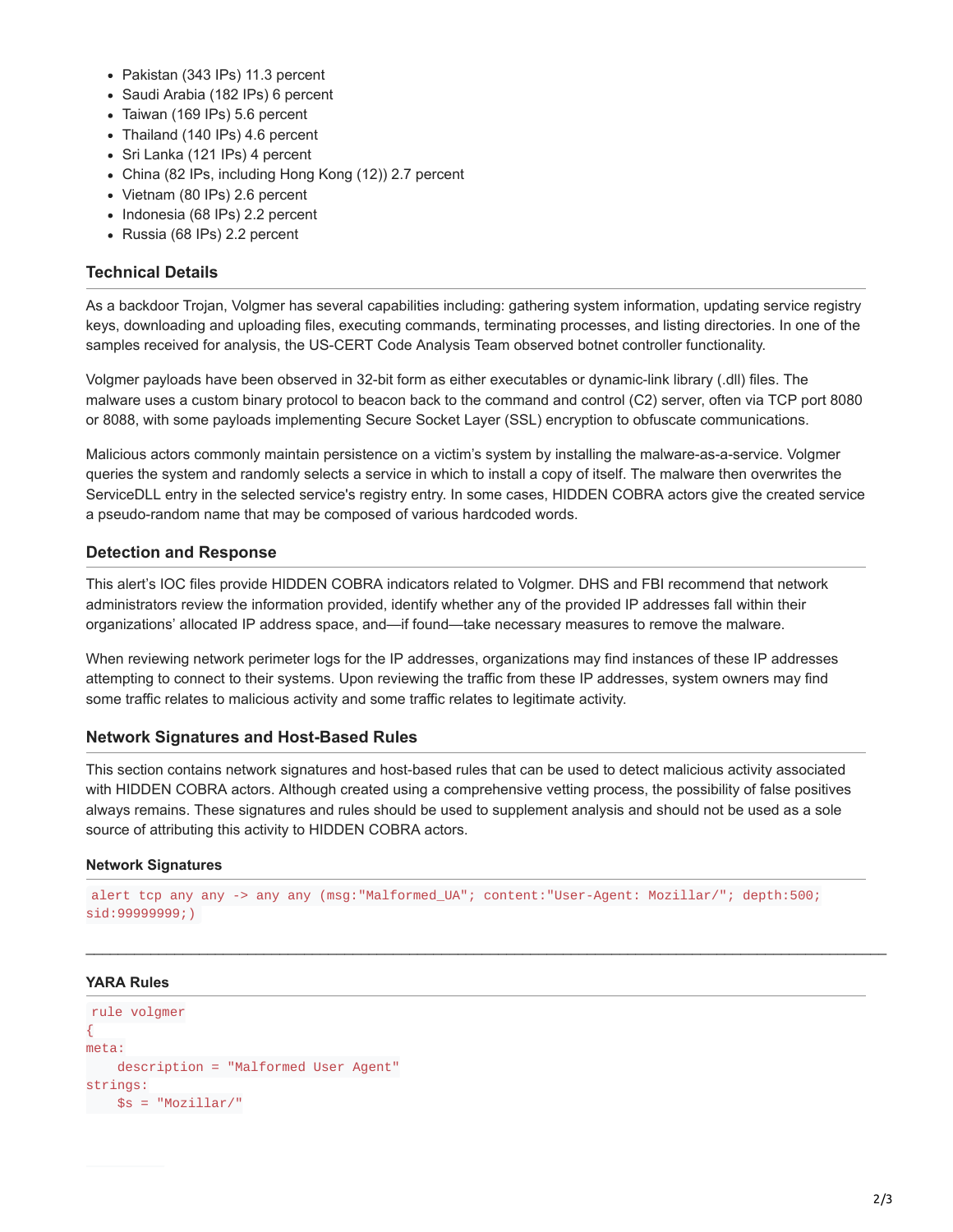- Pakistan (343 IPs) 11.3 percent
- Saudi Arabia (182 IPs) 6 percent
- Taiwan (169 IPs) 5.6 percent
- Thailand (140 IPs) 4.6 percent
- Sri Lanka (121 IPs) 4 percent
- China (82 IPs, including Hong Kong (12)) 2.7 percent
- Vietnam (80 IPs) 2.6 percent
- Indonesia (68 IPs) 2.2 percent
- Russia (68 IPs) 2.2 percent

## Technical Details

As a backdoor Trojan, Volgmer has several capabilities including: gathering system information, updating service registry keys, downloading and uploading files, executing commands, terminating processes, and listing directories. In one of the samples received for analysis, the US-CERT Code Analysis Team observed botnet controller functionality.

Volgmer payloads have been observed in 32-bit form as either executables or dynamic-link library (.dll) files. The malware uses a custom binary protocol to beacon back to the command and control (C2) server, often via TCP port 8080 or 8088, with some payloads implementing Secure Socket Layer (SSL) encryption to obfuscate communications.

Malicious actors commonly maintain persistence on a victim's system by installing the malware-as-a-service. Volgmer queries the system and randomly selects a service in which to install a copy of itself. The malware then overwrites the ServiceDLL entry in the selected service's registry entry. In some cases, HIDDEN COBRA actors give the created service a pseudo-random name that may be composed of various hardcoded words.

## Detection and Response

This alert's IOC files provide HIDDEN COBRA indicators related to Volgmer. DHS and FBI recommend that network administrators review the information provided, identify whether any of the provided IP addresses fall within their organizations' allocated IP address space, and—if found—take necessary measures to remove the malware.

When reviewing network perimeter logs for the IP addresses, organizations may find instances of these IP addresses attempting to connect to their systems. Upon reviewing the traffic from these IP addresses, system owners may find some traffic relates to malicious activity and some traffic relates to legitimate activity.

## Network Signatures and Host-Based Rules

This section contains network signatures and host-based rules that can be used to detect malicious activity associated with HIDDEN COBRA actors. Although created using a comprehensive vetting process, the possibility of false positives always remains. These signatures and rules should be used to supplement analysis and should not be used as a sole source of attributing this activity to HIDDEN COBRA actors.

### Network Signatures

```
alert tcp any any -> any any (msg:"Malformed_UA"; content:"User-Agent: Mozillar/"; depth:500; sid:99999999;)
```

---

### YARA Rules

```
rule volgmer
{
meta:
    description = "Malformed User Agent"
strings:
    $s = "Mozillar/"
```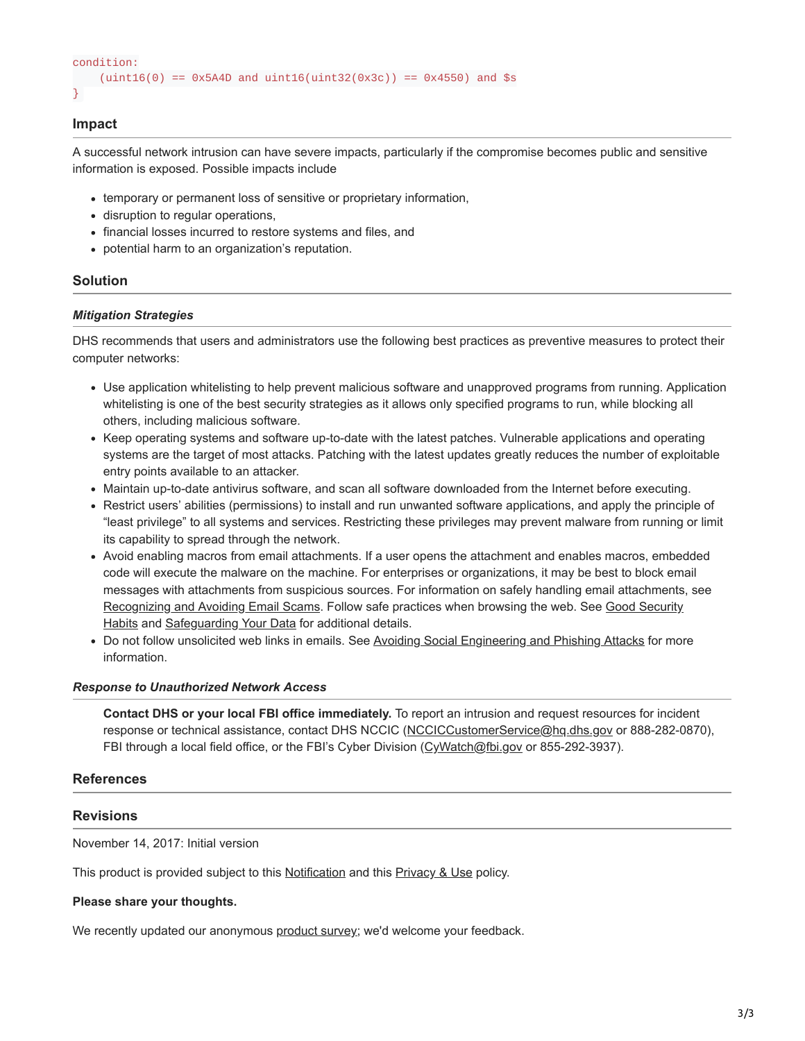```
condition:
    (uint16(0) == 0x5A4D and uint16(uint32(0x3c)) == 0x4550) and $s
}
```

### Impact

A successful network intrusion can have severe impacts, particularly if the compromise becomes public and sensitive information is exposed. Possible impacts include

- temporary or permanent loss of sensitive or proprietary information,
- disruption to regular operations,
- financial losses incurred to restore systems and files, and
- potential harm to an organization's reputation.

### Solution

#### *Mitigation Strategies*

DHS recommends that users and administrators use the following best practices as preventive measures to protect their computer networks:

- Use application whitelisting to help prevent malicious software and unapproved programs from running. Application whitelisting is one of the best security strategies as it allows only specified programs to run, while blocking all others, including malicious software.
- Keep operating systems and software up-to-date with the latest patches. Vulnerable applications and operating systems are the target of most attacks. Patching with the latest updates greatly reduces the number of exploitable entry points available to an attacker.
- Maintain up-to-date antivirus software, and scan all software downloaded from the Internet before executing.
- Restrict users' abilities (permissions) to install and run unwanted software applications, and apply the principle of "least privilege" to all systems and services. Restricting these privileges may prevent malware from running or limit its capability to spread through the network.
- Avoid enabling macros from email attachments. If a user opens the attachment and enables macros, embedded code will execute the malware on the machine. For enterprises or organizations, it may be best to block email messages with attachments from suspicious sources. For information on safely handling email attachments, see Recognizing and Avoiding Email Scams. Follow safe practices when browsing the web. See Good Security Habits and Safeguarding Your Data for additional details.
- Do not follow unsolicited web links in emails. See Avoiding Social Engineering and Phishing Attacks for more information.

#### *Response to Unauthorized Network Access*

**Contact DHS or your local FBI office immediately.** To report an intrusion and request resources for incident response or technical assistance, contact DHS NCCIC (NCCICCustomerService@hq.dhs.gov or 888-282-0870), FBI through a local field office, or the FBI's Cyber Division (CyWatch@fbi.gov or 855-292-3937).

### References

### Revisions

November 14, 2017: Initial version

This product is provided subject to this Notification and this Privacy & Use policy.

**Please share your thoughts.**

We recently updated our anonymous product survey; we'd welcome your feedback.